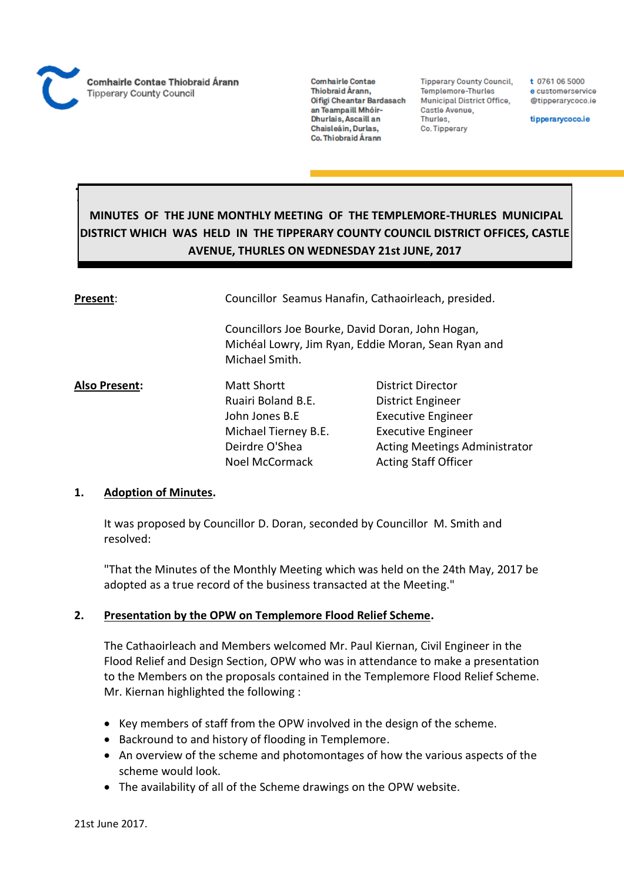Comhairle Contae Thiobraid Árann
Tipperary County Council

Comhairle Contae Thiobraid Árann, Oifigí Cheantar Bardasach an Teampaill Mhóir-Dhurlais, Ascaill an Chaisleáin, Durlas, Co. Thiobraid Árann

Tipperary County Council, Templemore-Thurles Municipal District Office, Castle Avenue, Thurles, Co. Tipperary

t 0761 06 5000
e customerservice@tipperarycoco.ie
tipperarycoco.ie

# MINUTES OF THE JUNE MONTHLY MEETING OF THE TEMPLEMORE-THURLES MUNICIPAL DISTRICT WHICH WAS HELD IN THE TIPPERARY COUNTY COUNCIL DISTRICT OFFICES, CASTLE AVENUE, THURLES ON WEDNESDAY 21st JUNE, 2017

**Present**: Councillor Seamus Hanafin, Cathaoirleach, presided.

Councillors Joe Bourke, David Doran, John Hogan, Michéal Lowry, Jim Ryan, Eddie Moran, Sean Ryan and Michael Smith.

**Also Present**:

| | |
|---|---|
| Matt Shortt | District Director |
| Ruairi Boland B.E. | District Engineer |
| John Jones B.E | Executive Engineer |
| Michael Tierney B.E. | Executive Engineer |
| Deirdre O'Shea | Acting Meetings Administrator |
| Noel McCormack | Acting Staff Officer |

**1. Adoption of Minutes.**

It was proposed by Councillor D. Doran, seconded by Councillor M. Smith and resolved:

"That the Minutes of the Monthly Meeting which was held on the 24th May, 2017 be adopted as a true record of the business transacted at the Meeting."

**2. Presentation by the OPW on Templemore Flood Relief Scheme.**

The Cathaoirleach and Members welcomed Mr. Paul Kiernan, Civil Engineer in the Flood Relief and Design Section, OPW who was in attendance to make a presentation to the Members on the proposals contained in the Templemore Flood Relief Scheme. Mr. Kiernan highlighted the following :

- Key members of staff from the OPW involved in the design of the scheme.
- Backround to and history of flooding in Templemore.
- An overview of the scheme and photomontages of how the various aspects of the scheme would look.
- The availability of all of the Scheme drawings on the OPW website.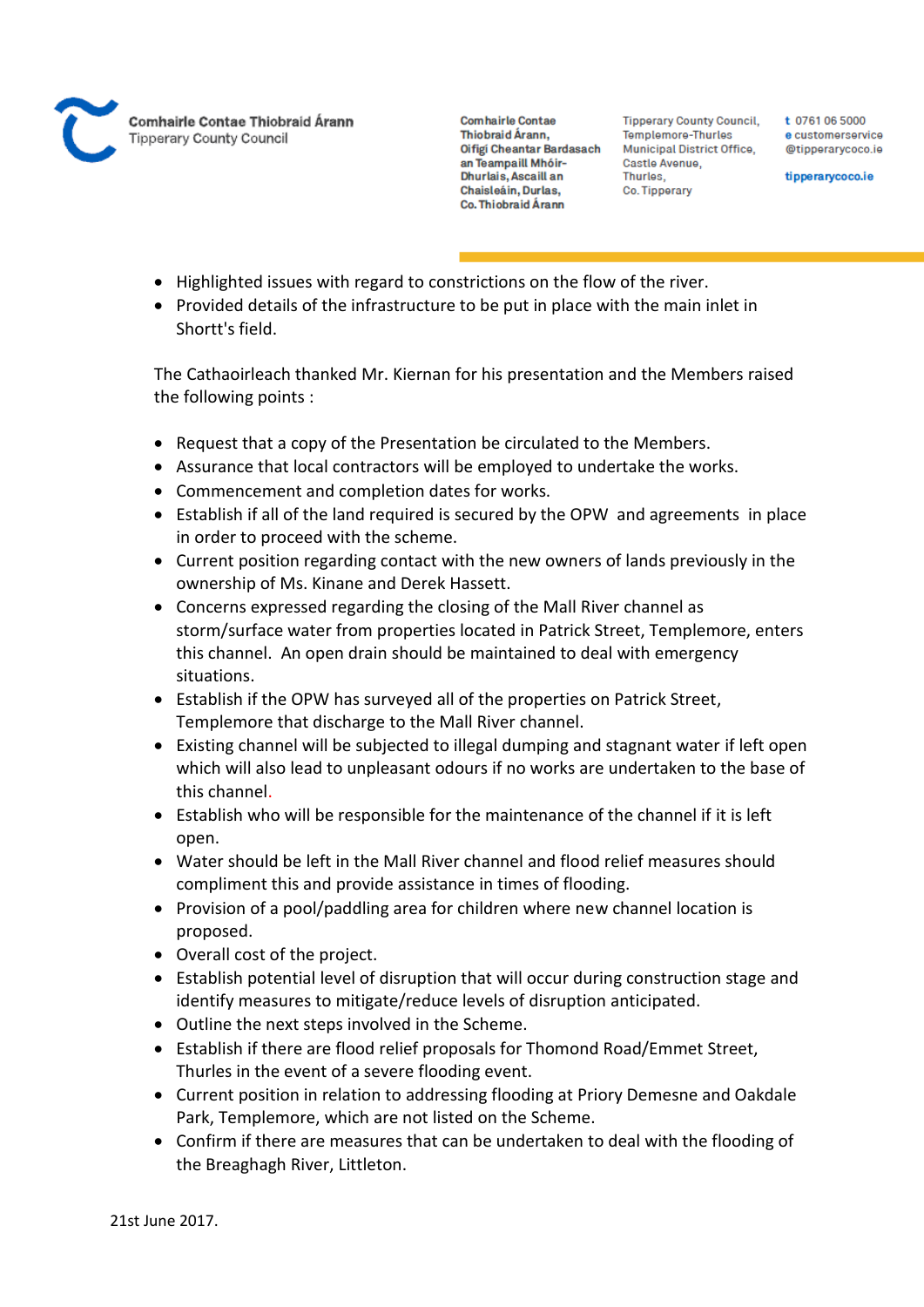- Highlighted issues with regard to constrictions on the flow of the river.
- Provided details of the infrastructure to be put in place with the main inlet in Shortt's field.

The Cathaoirleach thanked Mr. Kiernan for his presentation and the Members raised the following points :

- Request that a copy of the Presentation be circulated to the Members.
- Assurance that local contractors will be employed to undertake the works.
- Commencement and completion dates for works.
- Establish if all of the land required is secured by the OPW and agreements in place in order to proceed with the scheme.
- Current position regarding contact with the new owners of lands previously in the ownership of Ms. Kinane and Derek Hassett.
- Concerns expressed regarding the closing of the Mall River channel as storm/surface water from properties located in Patrick Street, Templemore, enters this channel. An open drain should be maintained to deal with emergency situations.
- Establish if the OPW has surveyed all of the properties on Patrick Street, Templemore that discharge to the Mall River channel.
- Existing channel will be subjected to illegal dumping and stagnant water if left open which will also lead to unpleasant odours if no works are undertaken to the base of this channel.
- Establish who will be responsible for the maintenance of the channel if it is left open.
- Water should be left in the Mall River channel and flood relief measures should compliment this and provide assistance in times of flooding.
- Provision of a pool/paddling area for children where new channel location is proposed.
- Overall cost of the project.
- Establish potential level of disruption that will occur during construction stage and identify measures to mitigate/reduce levels of disruption anticipated.
- Outline the next steps involved in the Scheme.
- Establish if there are flood relief proposals for Thomond Road/Emmet Street, Thurles in the event of a severe flooding event.
- Current position in relation to addressing flooding at Priory Demesne and Oakdale Park, Templemore, which are not listed on the Scheme.
- Confirm if there are measures that can be undertaken to deal with the flooding of the Breaghagh River, Littleton.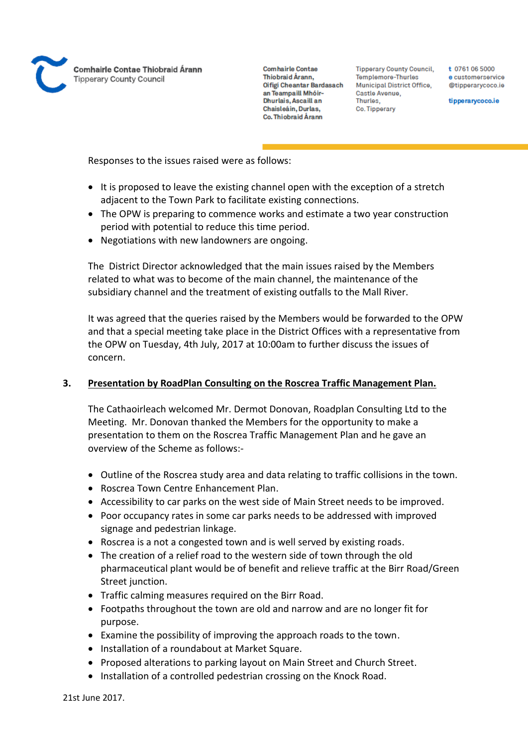Responses to the issues raised were as follows:

- It is proposed to leave the existing channel open with the exception of a stretch adjacent to the Town Park to facilitate existing connections.
- The OPW is preparing to commence works and estimate a two year construction period with potential to reduce this time period.
- Negotiations with new landowners are ongoing.

The District Director acknowledged that the main issues raised by the Members related to what was to become of the main channel, the maintenance of the subsidiary channel and the treatment of existing outfalls to the Mall River.

It was agreed that the queries raised by the Members would be forwarded to the OPW and that a special meeting take place in the District Offices with a representative from the OPW on Tuesday, 4th July, 2017 at 10:00am to further discuss the issues of concern.

## 3. <u>Presentation by RoadPlan Consulting on the Roscrea Traffic Management Plan.</u>

The Cathaoirleach welcomed Mr. Dermot Donovan, Roadplan Consulting Ltd to the Meeting. Mr. Donovan thanked the Members for the opportunity to make a presentation to them on the Roscrea Traffic Management Plan and he gave an overview of the Scheme as follows:-

- Outline of the Roscrea study area and data relating to traffic collisions in the town.
- Roscrea Town Centre Enhancement Plan.
- Accessibility to car parks on the west side of Main Street needs to be improved.
- Poor occupancy rates in some car parks needs to be addressed with improved signage and pedestrian linkage.
- Roscrea is a not a congested town and is well served by existing roads.
- The creation of a relief road to the western side of town through the old pharmaceutical plant would be of benefit and relieve traffic at the Birr Road/Green Street junction.
- Traffic calming measures required on the Birr Road.
- Footpaths throughout the town are old and narrow and are no longer fit for purpose.
- Examine the possibility of improving the approach roads to the town.
- Installation of a roundabout at Market Square.
- Proposed alterations to parking layout on Main Street and Church Street.
- Installation of a controlled pedestrian crossing on the Knock Road.

21st June 2017.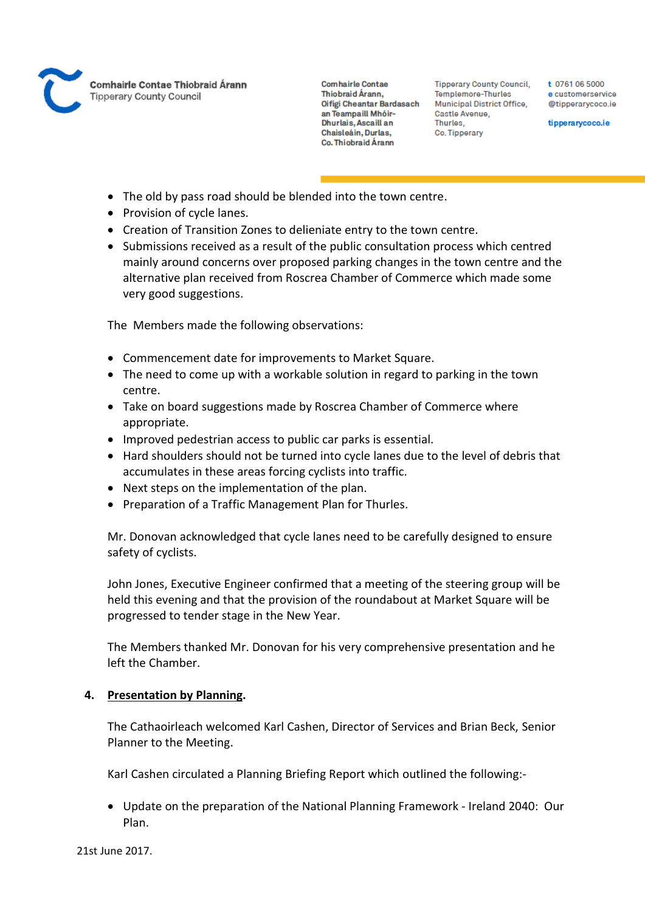- The old by pass road should be blended into the town centre.
- Provision of cycle lanes.
- Creation of Transition Zones to delieniate entry to the town centre.
- Submissions received as a result of the public consultation process which centred mainly around concerns over proposed parking changes in the town centre and the alternative plan received from Roscrea Chamber of Commerce which made some very good suggestions.

The Members made the following observations:

- Commencement date for improvements to Market Square.
- The need to come up with a workable solution in regard to parking in the town centre.
- Take on board suggestions made by Roscrea Chamber of Commerce where appropriate.
- Improved pedestrian access to public car parks is essential.
- Hard shoulders should not be turned into cycle lanes due to the level of debris that accumulates in these areas forcing cyclists into traffic.
- Next steps on the implementation of the plan.
- Preparation of a Traffic Management Plan for Thurles.

Mr. Donovan acknowledged that cycle lanes need to be carefully designed to ensure safety of cyclists.

John Jones, Executive Engineer confirmed that a meeting of the steering group will be held this evening and that the provision of the roundabout at Market Square will be progressed to tender stage in the New Year.

The Members thanked Mr. Donovan for his very comprehensive presentation and he left the Chamber.

**4. <u>Presentation by Planning</u>.**

The Cathaoirleach welcomed Karl Cashen, Director of Services and Brian Beck, Senior Planner to the Meeting.

Karl Cashen circulated a Planning Briefing Report which outlined the following:-

- Update on the preparation of the National Planning Framework - Ireland 2040: Our Plan.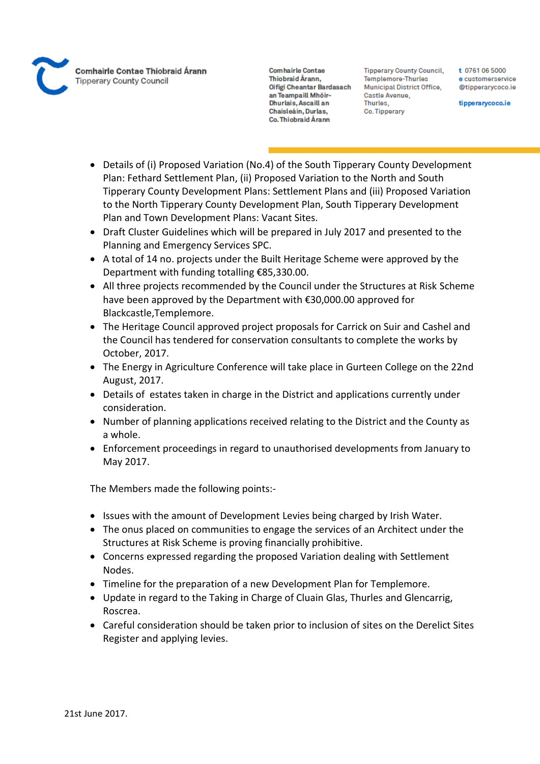- Details of (i) Proposed Variation (No.4) of the South Tipperary County Development Plan: Fethard Settlement Plan, (ii) Proposed Variation to the North and South Tipperary County Development Plans: Settlement Plans and (iii) Proposed Variation to the North Tipperary County Development Plan, South Tipperary Development Plan and Town Development Plans: Vacant Sites.
- Draft Cluster Guidelines which will be prepared in July 2017 and presented to the Planning and Emergency Services SPC.
- A total of 14 no. projects under the Built Heritage Scheme were approved by the Department with funding totalling €85,330.00.
- All three projects recommended by the Council under the Structures at Risk Scheme have been approved by the Department with €30,000.00 approved for Blackcastle,Templemore.
- The Heritage Council approved project proposals for Carrick on Suir and Cashel and the Council has tendered for conservation consultants to complete the works by October, 2017.
- The Energy in Agriculture Conference will take place in Gurteen College on the 22nd August, 2017.
- Details of estates taken in charge in the District and applications currently under consideration.
- Number of planning applications received relating to the District and the County as a whole.
- Enforcement proceedings in regard to unauthorised developments from January to May 2017.

The Members made the following points:-

- Issues with the amount of Development Levies being charged by Irish Water.
- The onus placed on communities to engage the services of an Architect under the Structures at Risk Scheme is proving financially prohibitive.
- Concerns expressed regarding the proposed Variation dealing with Settlement Nodes.
- Timeline for the preparation of a new Development Plan for Templemore.
- Update in regard to the Taking in Charge of Cluain Glas, Thurles and Glencarrig, Roscrea.
- Careful consideration should be taken prior to inclusion of sites on the Derelict Sites Register and applying levies.

21st June 2017.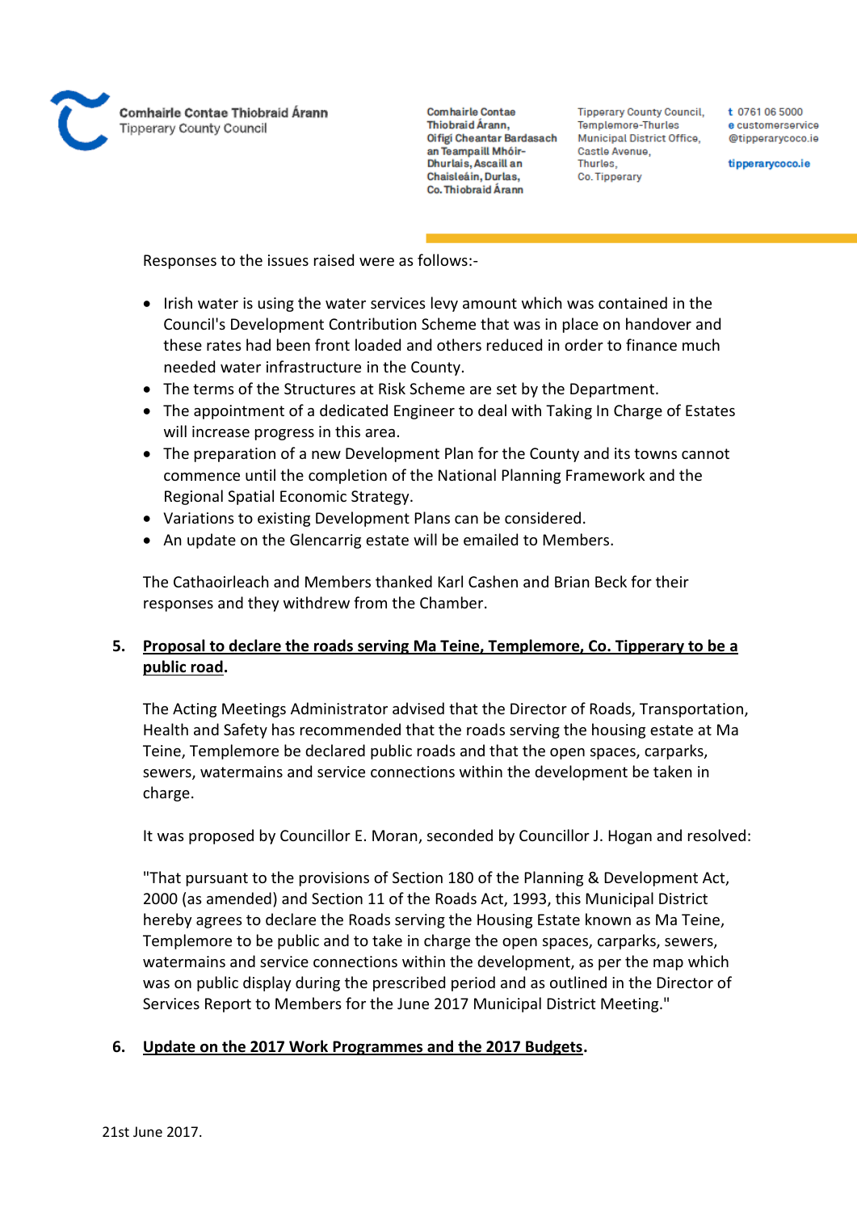Responses to the issues raised were as follows:-

- Irish water is using the water services levy amount which was contained in the Council's Development Contribution Scheme that was in place on handover and these rates had been front loaded and others reduced in order to finance much needed water infrastructure in the County.
- The terms of the Structures at Risk Scheme are set by the Department.
- The appointment of a dedicated Engineer to deal with Taking In Charge of Estates will increase progress in this area.
- The preparation of a new Development Plan for the County and its towns cannot commence until the completion of the National Planning Framework and the Regional Spatial Economic Strategy.
- Variations to existing Development Plans can be considered.
- An update on the Glencarrig estate will be emailed to Members.

The Cathaoirleach and Members thanked Karl Cashen and Brian Beck for their responses and they withdrew from the Chamber.

**5. Proposal to declare the roads serving Ma Teine, Templemore, Co. Tipperary to be a public road.**

The Acting Meetings Administrator advised that the Director of Roads, Transportation, Health and Safety has recommended that the roads serving the housing estate at Ma Teine, Templemore be declared public roads and that the open spaces, carparks, sewers, watermains and service connections within the development be taken in charge.

It was proposed by Councillor E. Moran, seconded by Councillor J. Hogan and resolved:

"That pursuant to the provisions of Section 180 of the Planning & Development Act, 2000 (as amended) and Section 11 of the Roads Act, 1993, this Municipal District hereby agrees to declare the Roads serving the Housing Estate known as Ma Teine, Templemore to be public and to take in charge the open spaces, carparks, sewers, watermains and service connections within the development, as per the map which was on public display during the prescribed period and as outlined in the Director of Services Report to Members for the June 2017 Municipal District Meeting."

**6. Update on the 2017 Work Programmes and the 2017 Budgets.**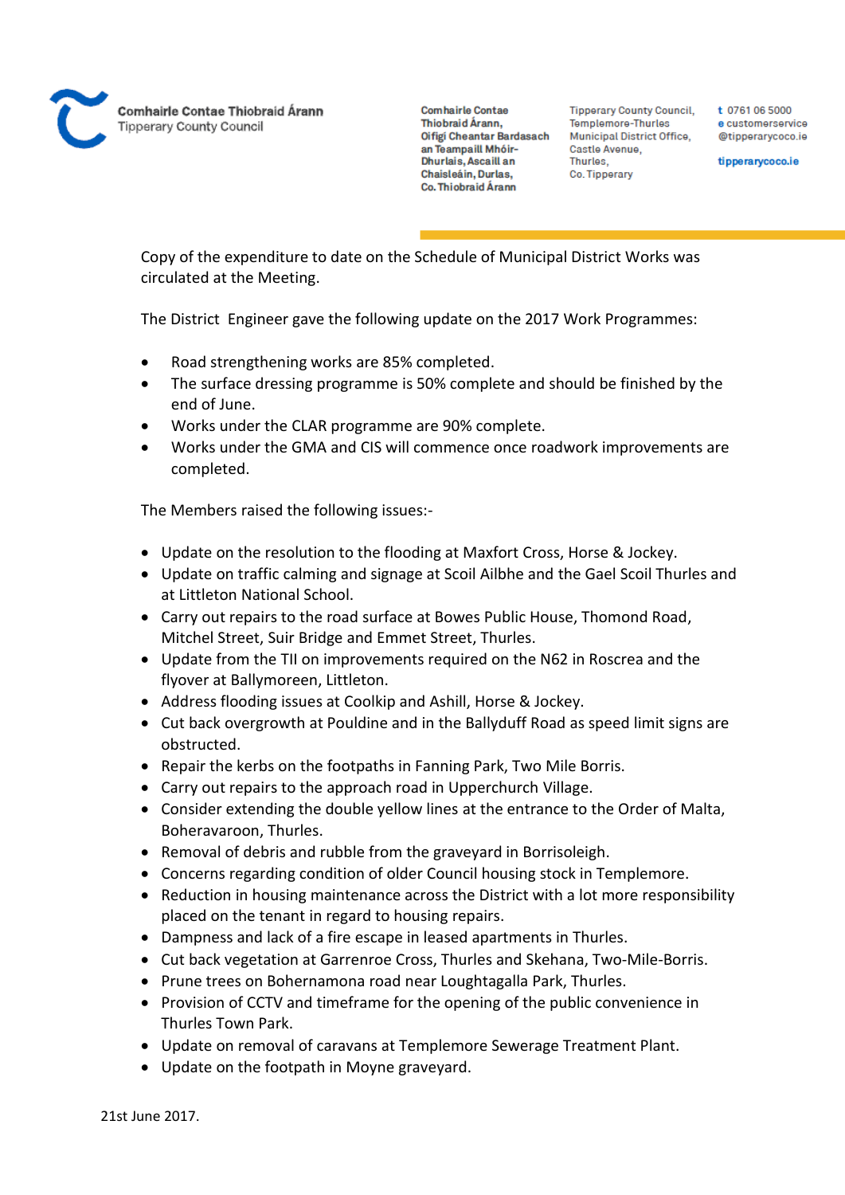Copy of the expenditure to date on the Schedule of Municipal District Works was circulated at the Meeting.

The District Engineer gave the following update on the 2017 Work Programmes:

- Road strengthening works are 85% completed.
- The surface dressing programme is 50% complete and should be finished by the end of June.
- Works under the CLAR programme are 90% complete.
- Works under the GMA and CIS will commence once roadwork improvements are completed.

The Members raised the following issues:-

- Update on the resolution to the flooding at Maxfort Cross, Horse & Jockey.
- Update on traffic calming and signage at Scoil Ailbhe and the Gael Scoil Thurles and at Littleton National School.
- Carry out repairs to the road surface at Bowes Public House, Thomond Road, Mitchel Street, Suir Bridge and Emmet Street, Thurles.
- Update from the TII on improvements required on the N62 in Roscrea and the flyover at Ballymoreen, Littleton.
- Address flooding issues at Coolkip and Ashill, Horse & Jockey.
- Cut back overgrowth at Pouldine and in the Ballyduff Road as speed limit signs are obstructed.
- Repair the kerbs on the footpaths in Fanning Park, Two Mile Borris.
- Carry out repairs to the approach road in Upperchurch Village.
- Consider extending the double yellow lines at the entrance to the Order of Malta, Boheravaroon, Thurles.
- Removal of debris and rubble from the graveyard in Borrisoleigh.
- Concerns regarding condition of older Council housing stock in Templemore.
- Reduction in housing maintenance across the District with a lot more responsibility placed on the tenant in regard to housing repairs.
- Dampness and lack of a fire escape in leased apartments in Thurles.
- Cut back vegetation at Garrenroe Cross, Thurles and Skehana, Two-Mile-Borris.
- Prune trees on Bohernamona road near Loughtagalla Park, Thurles.
- Provision of CCTV and timeframe for the opening of the public convenience in Thurles Town Park.
- Update on removal of caravans at Templemore Sewerage Treatment Plant.
- Update on the footpath in Moyne graveyard.

21st June 2017.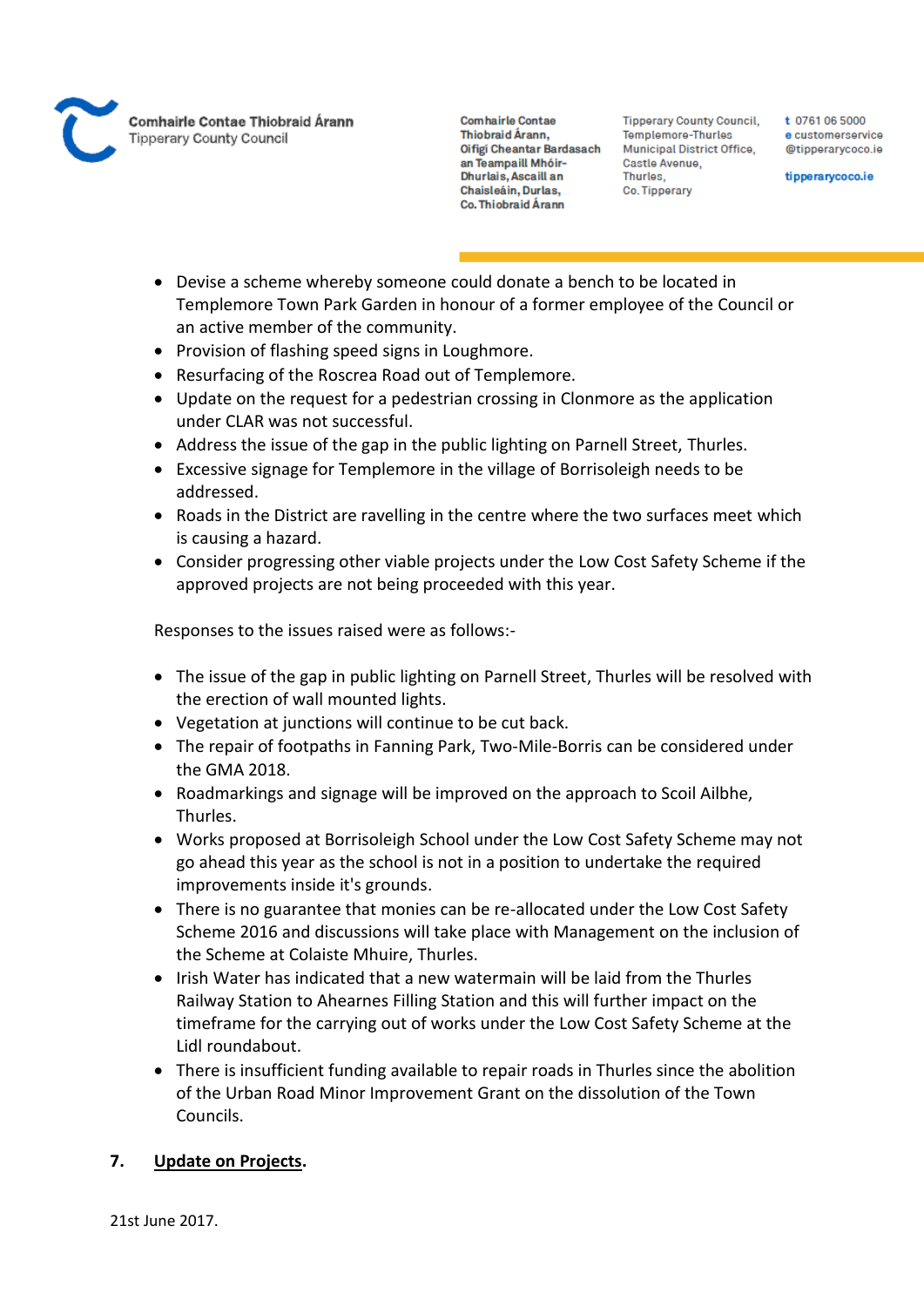- Devise a scheme whereby someone could donate a bench to be located in Templemore Town Park Garden in honour of a former employee of the Council or an active member of the community.
- Provision of flashing speed signs in Loughmore.
- Resurfacing of the Roscrea Road out of Templemore.
- Update on the request for a pedestrian crossing in Clonmore as the application under CLAR was not successful.
- Address the issue of the gap in the public lighting on Parnell Street, Thurles.
- Excessive signage for Templemore in the village of Borrisoleigh needs to be addressed.
- Roads in the District are ravelling in the centre where the two surfaces meet which is causing a hazard.
- Consider progressing other viable projects under the Low Cost Safety Scheme if the approved projects are not being proceeded with this year.

Responses to the issues raised were as follows:-

- The issue of the gap in public lighting on Parnell Street, Thurles will be resolved with the erection of wall mounted lights.
- Vegetation at junctions will continue to be cut back.
- The repair of footpaths in Fanning Park, Two-Mile-Borris can be considered under the GMA 2018.
- Roadmarkings and signage will be improved on the approach to Scoil Ailbhe, Thurles.
- Works proposed at Borrisoleigh School under the Low Cost Safety Scheme may not go ahead this year as the school is not in a position to undertake the required improvements inside it's grounds.
- There is no guarantee that monies can be re-allocated under the Low Cost Safety Scheme 2016 and discussions will take place with Management on the inclusion of the Scheme at Colaiste Mhuire, Thurles.
- Irish Water has indicated that a new watermain will be laid from the Thurles Railway Station to Ahearnes Filling Station and this will further impact on the timeframe for the carrying out of works under the Low Cost Safety Scheme at the Lidl roundabout.
- There is insufficient funding available to repair roads in Thurles since the abolition of the Urban Road Minor Improvement Grant on the dissolution of the Town Councils.

**7. Update on Projects.**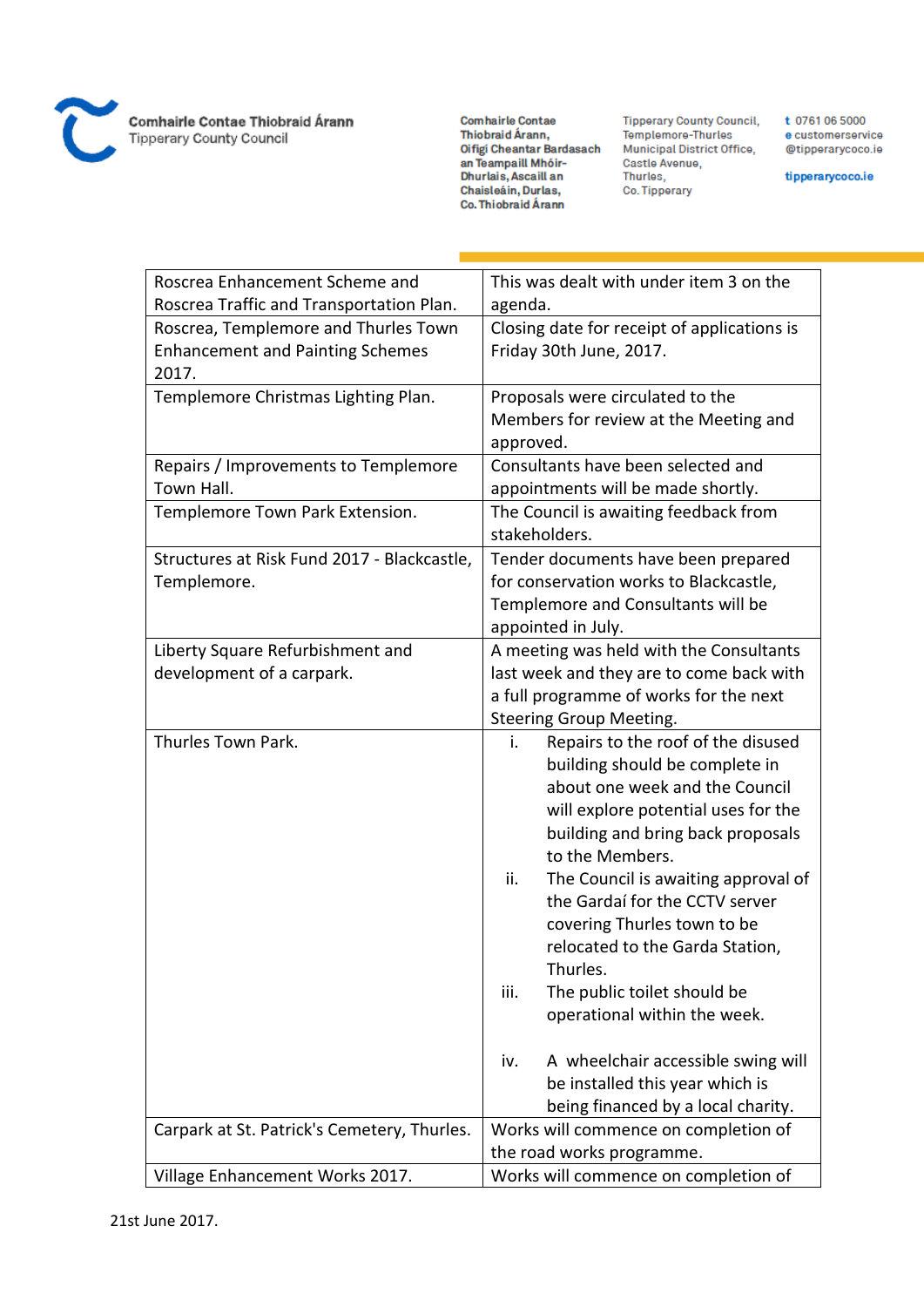| Roscrea Enhancement Scheme and Roscrea Traffic and Transportation Plan. | This was dealt with under item 3 on the agenda. |
|---|---|
| Roscrea, Templemore and Thurles Town Enhancement and Painting Schemes 2017. | Closing date for receipt of applications is Friday 30th June, 2017. |
| Templemore Christmas Lighting Plan. | Proposals were circulated to the Members for review at the Meeting and approved. |
| Repairs / Improvements to Templemore Town Hall. | Consultants have been selected and appointments will be made shortly. |
| Templemore Town Park Extension. | The Council is awaiting feedback from stakeholders. |
| Structures at Risk Fund 2017 - Blackcastle, Templemore. | Tender documents have been prepared for conservation works to Blackcastle, Templemore and Consultants will be appointed in July. |
| Liberty Square Refurbishment and development of a carpark. | A meeting was held with the Consultants last week and they are to come back with a full programme of works for the next Steering Group Meeting. |
| Thurles Town Park. | i. Repairs to the roof of the disused building should be complete in about one week and the Council will explore potential uses for the building and bring back proposals to the Members.<br>ii. The Council is awaiting approval of the Gardaí for the CCTV server covering Thurles town to be relocated to the Garda Station, Thurles.<br>iii. The public toilet should be operational within the week.<br>iv. A wheelchair accessible swing will be installed this year which is being financed by a local charity. |
| Carpark at St. Patrick's Cemetery, Thurles. | Works will commence on completion of the road works programme. |
| Village Enhancement Works 2017. | Works will commence on completion of |

21st June 2017.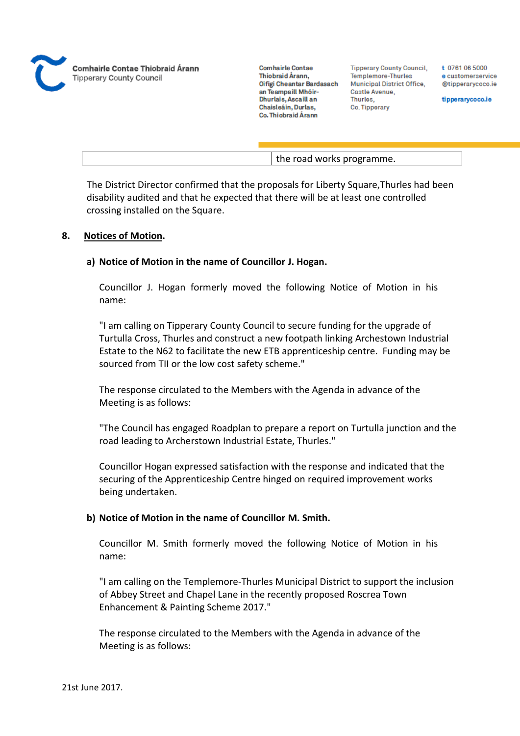| | the road works programme. |
|---|---|

The District Director confirmed that the proposals for Liberty Square,Thurles had been disability audited and that he expected that there will be at least one controlled crossing installed on the Square.

**8. Notices of Motion.**

**a) Notice of Motion in the name of Councillor J. Hogan.**

Councillor J. Hogan formerly moved the following Notice of Motion in his name:

"I am calling on Tipperary County Council to secure funding for the upgrade of Turtulla Cross, Thurles and construct a new footpath linking Archestown Industrial Estate to the N62 to facilitate the new ETB apprenticeship centre. Funding may be sourced from TII or the low cost safety scheme."

The response circulated to the Members with the Agenda in advance of the Meeting is as follows:

"The Council has engaged Roadplan to prepare a report on Turtulla junction and the road leading to Archerstown Industrial Estate, Thurles."

Councillor Hogan expressed satisfaction with the response and indicated that the securing of the Apprenticeship Centre hinged on required improvement works being undertaken.

**b) Notice of Motion in the name of Councillor M. Smith.**

Councillor M. Smith formerly moved the following Notice of Motion in his name:

"I am calling on the Templemore-Thurles Municipal District to support the inclusion of Abbey Street and Chapel Lane in the recently proposed Roscrea Town Enhancement & Painting Scheme 2017."

The response circulated to the Members with the Agenda in advance of the Meeting is as follows:

21st June 2017.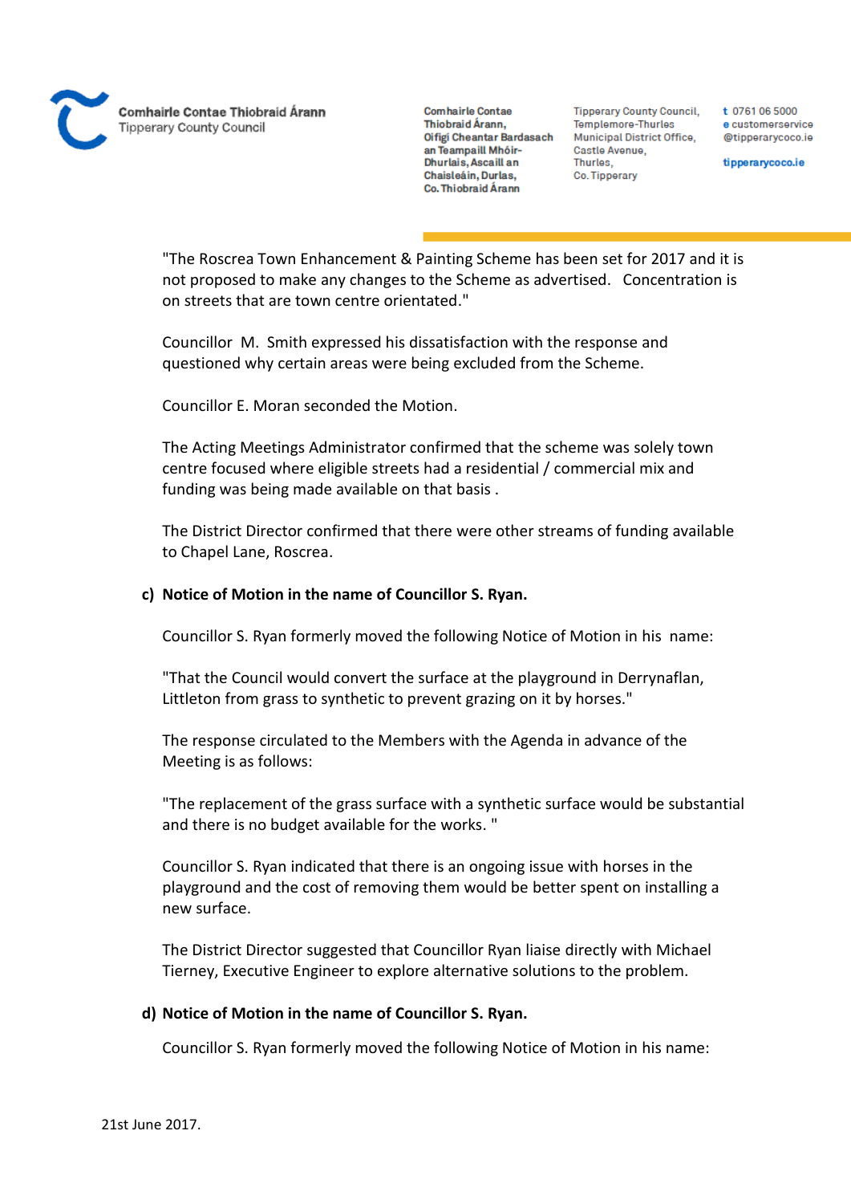"The Roscrea Town Enhancement & Painting Scheme has been set for 2017 and it is not proposed to make any changes to the Scheme as advertised. Concentration is on streets that are town centre orientated."

Councillor M. Smith expressed his dissatisfaction with the response and questioned why certain areas were being excluded from the Scheme.

Councillor E. Moran seconded the Motion.

The Acting Meetings Administrator confirmed that the scheme was solely town centre focused where eligible streets had a residential / commercial mix and funding was being made available on that basis .

The District Director confirmed that there were other streams of funding available to Chapel Lane, Roscrea.

**c) Notice of Motion in the name of Councillor S. Ryan.**

Councillor S. Ryan formerly moved the following Notice of Motion in his name:

"That the Council would convert the surface at the playground in Derrynaflan, Littleton from grass to synthetic to prevent grazing on it by horses."

The response circulated to the Members with the Agenda in advance of the Meeting is as follows:

"The replacement of the grass surface with a synthetic surface would be substantial and there is no budget available for the works. "

Councillor S. Ryan indicated that there is an ongoing issue with horses in the playground and the cost of removing them would be better spent on installing a new surface.

The District Director suggested that Councillor Ryan liaise directly with Michael Tierney, Executive Engineer to explore alternative solutions to the problem.

**d) Notice of Motion in the name of Councillor S. Ryan.**

Councillor S. Ryan formerly moved the following Notice of Motion in his name: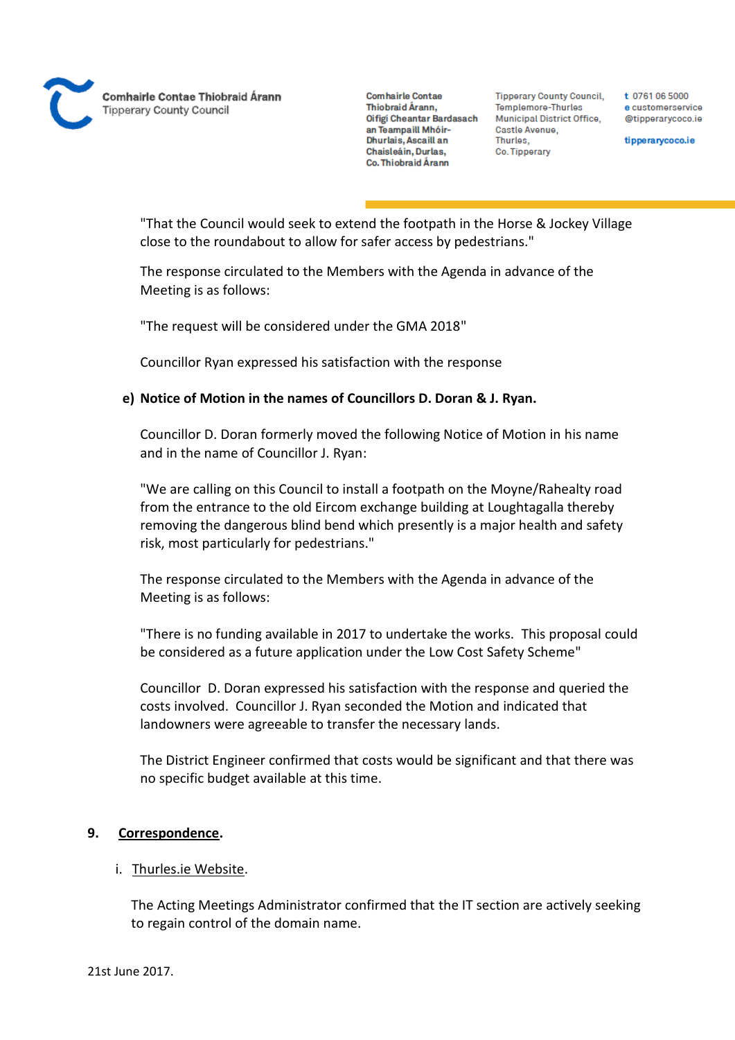"That the Council would seek to extend the footpath in the Horse & Jockey Village close to the roundabout to allow for safer access by pedestrians."

The response circulated to the Members with the Agenda in advance of the Meeting is as follows:

"The request will be considered under the GMA 2018"

Councillor Ryan expressed his satisfaction with the response

**e) Notice of Motion in the names of Councillors D. Doran & J. Ryan.**

Councillor D. Doran formerly moved the following Notice of Motion in his name and in the name of Councillor J. Ryan:

"We are calling on this Council to install a footpath on the Moyne/Rahealty road from the entrance to the old Eircom exchange building at Loughtagalla thereby removing the dangerous blind bend which presently is a major health and safety risk, most particularly for pedestrians."

The response circulated to the Members with the Agenda in advance of the Meeting is as follows:

"There is no funding available in 2017 to undertake the works. This proposal could be considered as a future application under the Low Cost Safety Scheme"

Councillor D. Doran expressed his satisfaction with the response and queried the costs involved. Councillor J. Ryan seconded the Motion and indicated that landowners were agreeable to transfer the necessary lands.

The District Engineer confirmed that costs would be significant and that there was no specific budget available at this time.

**9. Correspondence.**

i. Thurles.ie Website.

The Acting Meetings Administrator confirmed that the IT section are actively seeking to regain control of the domain name.

21st June 2017.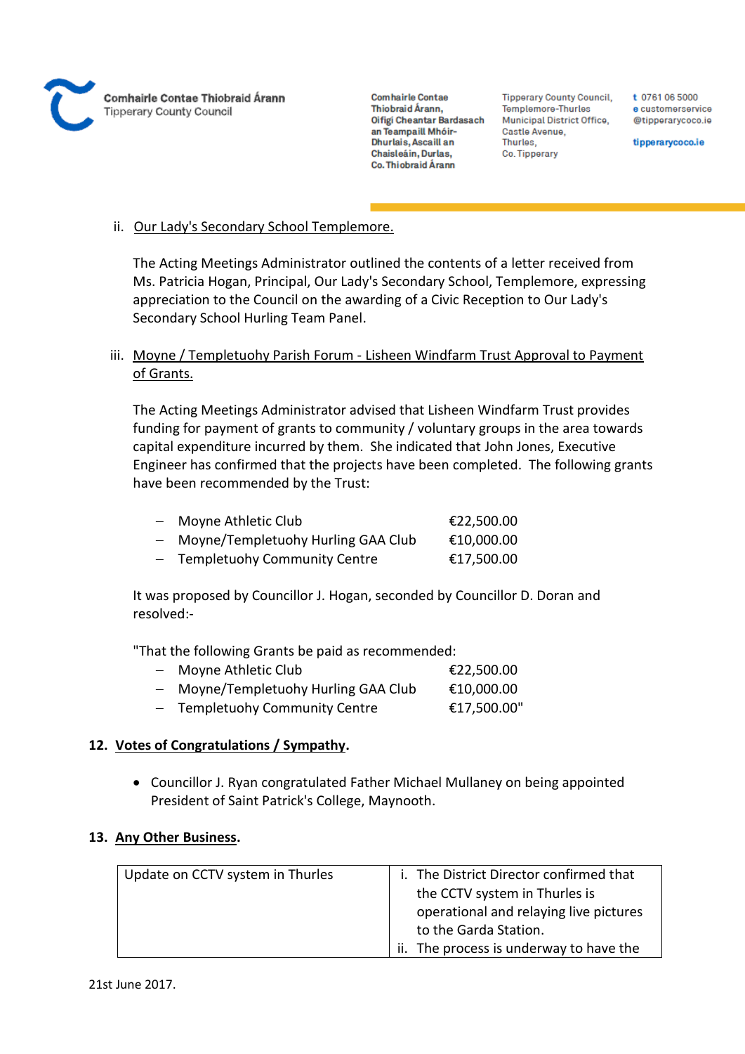ii. Our Lady's Secondary School Templemore.

The Acting Meetings Administrator outlined the contents of a letter received from Ms. Patricia Hogan, Principal, Our Lady's Secondary School, Templemore, expressing appreciation to the Council on the awarding of a Civic Reception to Our Lady's Secondary School Hurling Team Panel.

iii. Moyne / Templetuohy Parish Forum - Lisheen Windfarm Trust Approval to Payment of Grants.

The Acting Meetings Administrator advised that Lisheen Windfarm Trust provides funding for payment of grants to community / voluntary groups in the area towards capital expenditure incurred by them. She indicated that John Jones, Executive Engineer has confirmed that the projects have been completed. The following grants have been recommended by the Trust:

- Moyne Athletic Club €22,500.00
- Moyne/Templetuohy Hurling GAA Club €10,000.00
- Templetuohy Community Centre €17,500.00

It was proposed by Councillor J. Hogan, seconded by Councillor D. Doran and resolved:-

"That the following Grants be paid as recommended:
- Moyne Athletic Club €22,500.00
- Moyne/Templetuohy Hurling GAA Club €10,000.00
- Templetuohy Community Centre €17,500.00"

## 12. Votes of Congratulations / Sympathy.

- Councillor J. Ryan congratulated Father Michael Mullaney on being appointed President of Saint Patrick's College, Maynooth.

## 13. Any Other Business.

| Update on CCTV system in Thurles | i. The District Director confirmed that the CCTV system in Thurles is operational and relaying live pictures to the Garda Station.<br>ii. The process is underway to have the |
|---|---|

21st June 2017.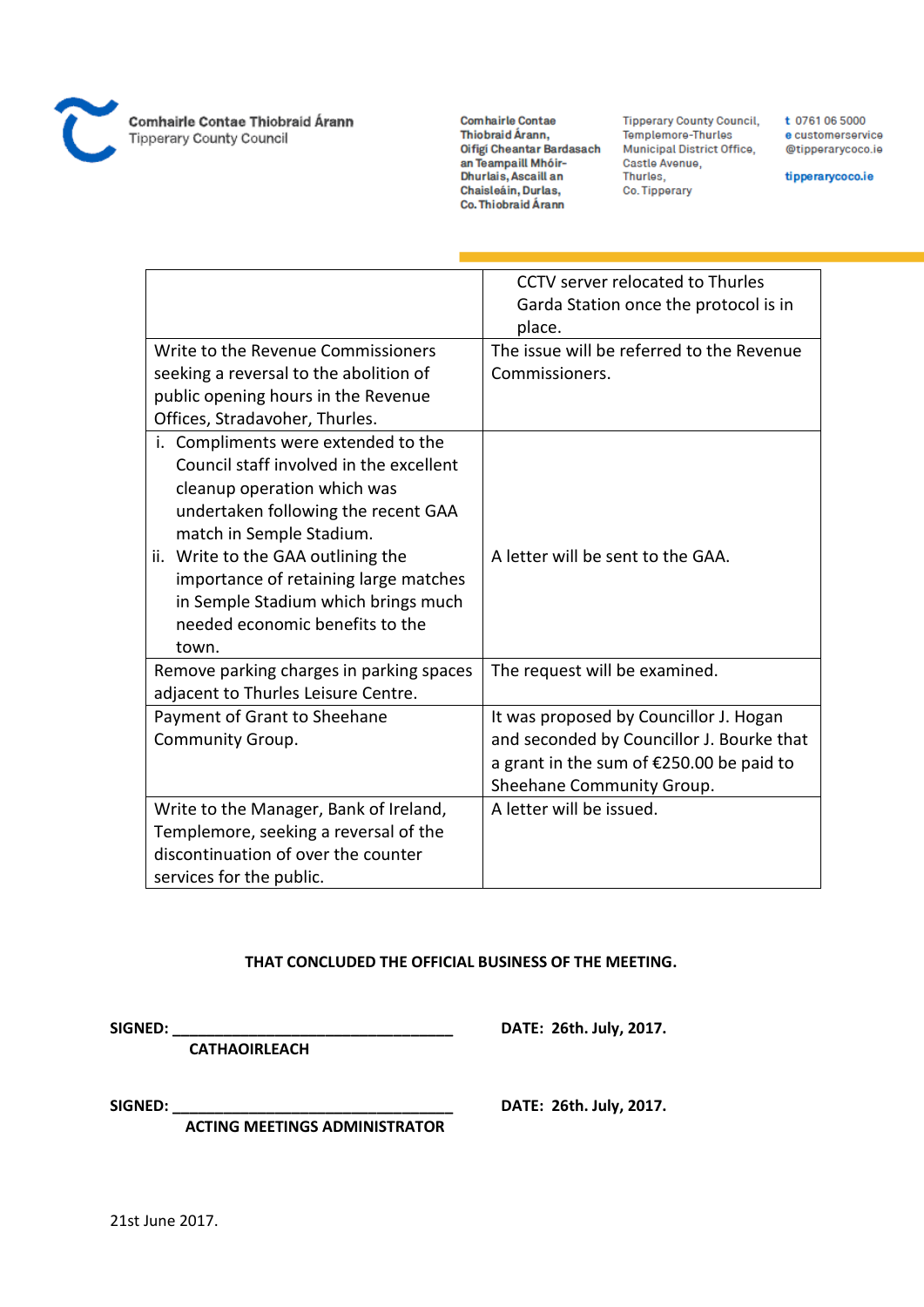| | |
|---|---|
| | CCTV server relocated to Thurles Garda Station once the protocol is in place. |
| Write to the Revenue Commissioners seeking a reversal to the abolition of public opening hours in the Revenue Offices, Stradavoher, Thurles. | The issue will be referred to the Revenue Commissioners. |
| i. Compliments were extended to the Council staff involved in the excellent cleanup operation which was undertaken following the recent GAA match in Semple Stadium.<br>ii. Write to the GAA outlining the importance of retaining large matches in Semple Stadium which brings much needed economic benefits to the town. | A letter will be sent to the GAA. |
| Remove parking charges in parking spaces adjacent to Thurles Leisure Centre. | The request will be examined. |
| Payment of Grant to Sheehane Community Group. | It was proposed by Councillor J. Hogan and seconded by Councillor J. Bourke that a grant in the sum of €250.00 be paid to Sheehane Community Group. |
| Write to the Manager, Bank of Ireland, Templemore, seeking a reversal of the discontinuation of over the counter services for the public. | A letter will be issued. |

**THAT CONCLUDED THE OFFICIAL BUSINESS OF THE MEETING.**

**SIGNED:** ________________________________ **DATE: 26th. July, 2017.**
**CATHAOIRLEACH**

**SIGNED:** ________________________________ **DATE: 26th. July, 2017.**
**ACTING MEETINGS ADMINISTRATOR**

21st June 2017.